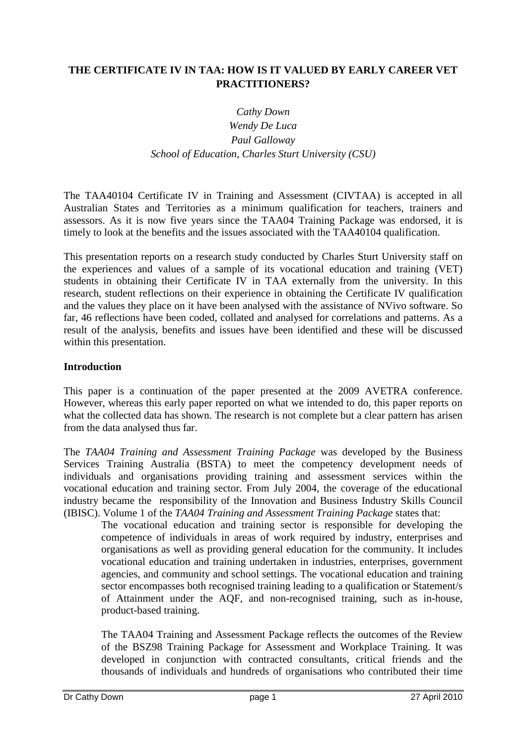# THE CERTIFICATE IV IN TAA: HOW IS IT VALUED BY EARLY CAREER VET PRACTITIONERS?

*Cathy Down*
*Wendy De Luca*
*Paul Galloway*
*School of Education, Charles Sturt University (CSU)*

The TAA40104 Certificate IV in Training and Assessment (CIVTAA) is accepted in all Australian States and Territories as a minimum qualification for teachers, trainers and assessors. As it is now five years since the TAA04 Training Package was endorsed, it is timely to look at the benefits and the issues associated with the TAA40104 qualification.

This presentation reports on a research study conducted by Charles Sturt University staff on the experiences and values of a sample of its vocational education and training (VET) students in obtaining their Certificate IV in TAA externally from the university. In this research, student reflections on their experience in obtaining the Certificate IV qualification and the values they place on it have been analysed with the assistance of NVivo software. So far, 46 reflections have been coded, collated and analysed for correlations and patterns. As a result of the analysis, benefits and issues have been identified and these will be discussed within this presentation.

## Introduction

This paper is a continuation of the paper presented at the 2009 AVETRA conference. However, whereas this early paper reported on what we intended to do, this paper reports on what the collected data has shown. The research is not complete but a clear pattern has arisen from the data analysed thus far.

The *TAA04 Training and Assessment Training Package* was developed by the Business Services Training Australia (BSTA) to meet the competency development needs of individuals and organisations providing training and assessment services within the vocational education and training sector. From July 2004, the coverage of the educational industry became the responsibility of the Innovation and Business Industry Skills Council (IBISC). Volume 1 of the *TAA04 Training and Assessment Training Package* states that:

> The vocational education and training sector is responsible for developing the competence of individuals in areas of work required by industry, enterprises and organisations as well as providing general education for the community. It includes vocational education and training undertaken in industries, enterprises, government agencies, and community and school settings. The vocational education and training sector encompasses both recognised training leading to a qualification or Statement/s of Attainment under the AQF, and non-recognised training, such as in-house, product-based training.
>
> The TAA04 Training and Assessment Package reflects the outcomes of the Review of the BSZ98 Training Package for Assessment and Workplace Training. It was developed in conjunction with contracted consultants, critical friends and the thousands of individuals and hundreds of organisations who contributed their time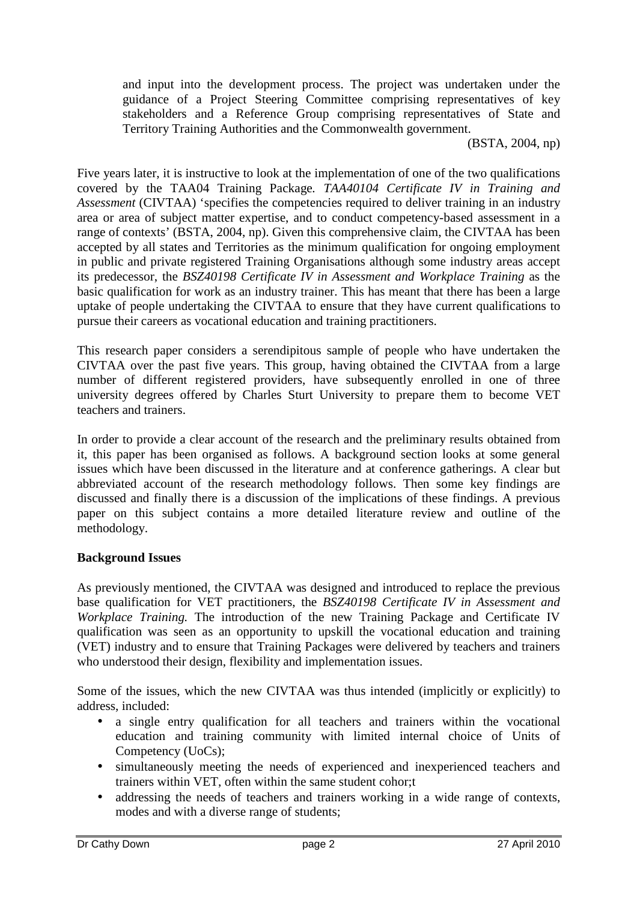> and input into the development process. The project was undertaken under the guidance of a Project Steering Committee comprising representatives of key stakeholders and a Reference Group comprising representatives of State and Territory Training Authorities and the Commonwealth government.
>
> (BSTA, 2004, np)

Five years later, it is instructive to look at the implementation of one of the two qualifications covered by the TAA04 Training Package. *TAA40104 Certificate IV in Training and Assessment* (CIVTAA) 'specifies the competencies required to deliver training in an industry area or area of subject matter expertise, and to conduct competency-based assessment in a range of contexts' (BSTA, 2004, np). Given this comprehensive claim, the CIVTAA has been accepted by all states and Territories as the minimum qualification for ongoing employment in public and private registered Training Organisations although some industry areas accept its predecessor, the *BSZ40198 Certificate IV in Assessment and Workplace Training* as the basic qualification for work as an industry trainer. This has meant that there has been a large uptake of people undertaking the CIVTAA to ensure that they have current qualifications to pursue their careers as vocational education and training practitioners.

This research paper considers a serendipitous sample of people who have undertaken the CIVTAA over the past five years. This group, having obtained the CIVTAA from a large number of different registered providers, have subsequently enrolled in one of three university degrees offered by Charles Sturt University to prepare them to become VET teachers and trainers.

In order to provide a clear account of the research and the preliminary results obtained from it, this paper has been organised as follows. A background section looks at some general issues which have been discussed in the literature and at conference gatherings. A clear but abbreviated account of the research methodology follows. Then some key findings are discussed and finally there is a discussion of the implications of these findings. A previous paper on this subject contains a more detailed literature review and outline of the methodology.

**Background Issues**

As previously mentioned, the CIVTAA was designed and introduced to replace the previous base qualification for VET practitioners, the *BSZ40198 Certificate IV in Assessment and Workplace Training.* The introduction of the new Training Package and Certificate IV qualification was seen as an opportunity to upskill the vocational education and training (VET) industry and to ensure that Training Packages were delivered by teachers and trainers who understood their design, flexibility and implementation issues.

Some of the issues, which the new CIVTAA was thus intended (implicitly or explicitly) to address, included:

- a single entry qualification for all teachers and trainers within the vocational education and training community with limited internal choice of Units of Competency (UoCs);
- simultaneously meeting the needs of experienced and inexperienced teachers and trainers within VET, often within the same student cohor;t
- addressing the needs of teachers and trainers working in a wide range of contexts, modes and with a diverse range of students;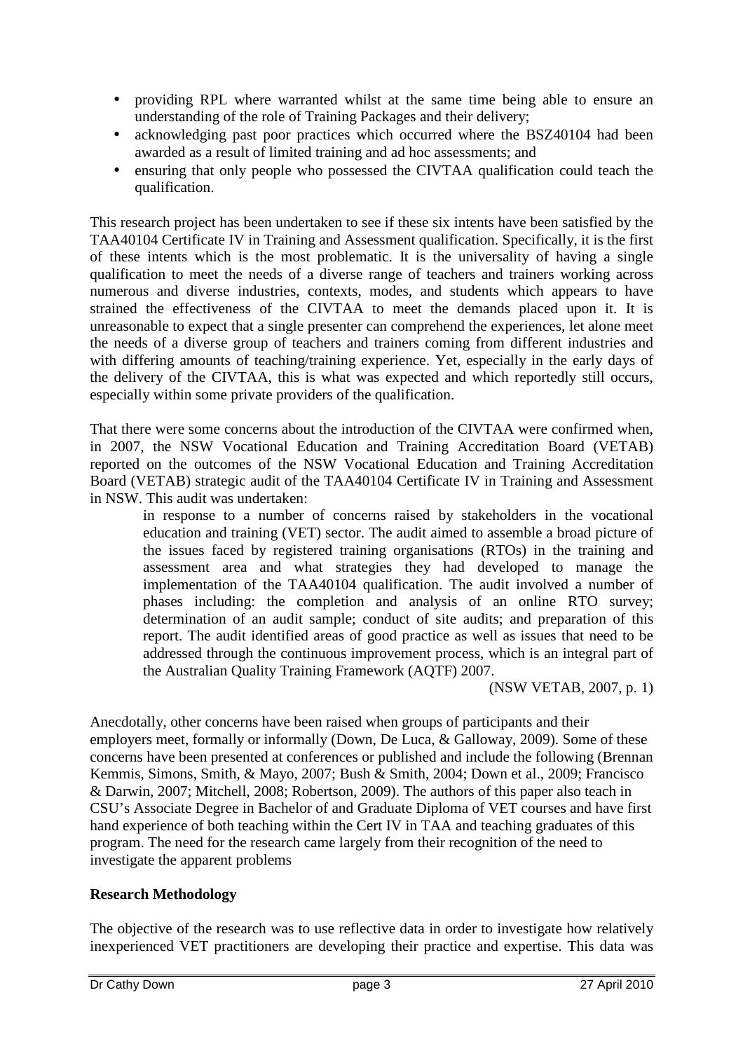- providing RPL where warranted whilst at the same time being able to ensure an understanding of the role of Training Packages and their delivery;
- acknowledging past poor practices which occurred where the BSZ40104 had been awarded as a result of limited training and ad hoc assessments; and
- ensuring that only people who possessed the CIVTAA qualification could teach the qualification.

This research project has been undertaken to see if these six intents have been satisfied by the TAA40104 Certificate IV in Training and Assessment qualification. Specifically, it is the first of these intents which is the most problematic. It is the universality of having a single qualification to meet the needs of a diverse range of teachers and trainers working across numerous and diverse industries, contexts, modes, and students which appears to have strained the effectiveness of the CIVTAA to meet the demands placed upon it. It is unreasonable to expect that a single presenter can comprehend the experiences, let alone meet the needs of a diverse group of teachers and trainers coming from different industries and with differing amounts of teaching/training experience. Yet, especially in the early days of the delivery of the CIVTAA, this is what was expected and which reportedly still occurs, especially within some private providers of the qualification.

That there were some concerns about the introduction of the CIVTAA were confirmed when, in 2007, the NSW Vocational Education and Training Accreditation Board (VETAB) reported on the outcomes of the NSW Vocational Education and Training Accreditation Board (VETAB) strategic audit of the TAA40104 Certificate IV in Training and Assessment in NSW. This audit was undertaken:

> in response to a number of concerns raised by stakeholders in the vocational education and training (VET) sector. The audit aimed to assemble a broad picture of the issues faced by registered training organisations (RTOs) in the training and assessment area and what strategies they had developed to manage the implementation of the TAA40104 qualification. The audit involved a number of phases including: the completion and analysis of an online RTO survey; determination of an audit sample; conduct of site audits; and preparation of this report. The audit identified areas of good practice as well as issues that need to be addressed through the continuous improvement process, which is an integral part of the Australian Quality Training Framework (AQTF) 2007.
>
> (NSW VETAB, 2007, p. 1)

Anecdotally, other concerns have been raised when groups of participants and their employers meet, formally or informally (Down, De Luca, & Galloway, 2009). Some of these concerns have been presented at conferences or published and include the following (Brennan Kemmis, Simons, Smith, & Mayo, 2007; Bush & Smith, 2004; Down et al., 2009; Francisco & Darwin, 2007; Mitchell, 2008; Robertson, 2009). The authors of this paper also teach in CSU's Associate Degree in Bachelor of and Graduate Diploma of VET courses and have first hand experience of both teaching within the Cert IV in TAA and teaching graduates of this program. The need for the research came largely from their recognition of the need to investigate the apparent problems

**Research Methodology**

The objective of the research was to use reflective data in order to investigate how relatively inexperienced VET practitioners are developing their practice and expertise. This data was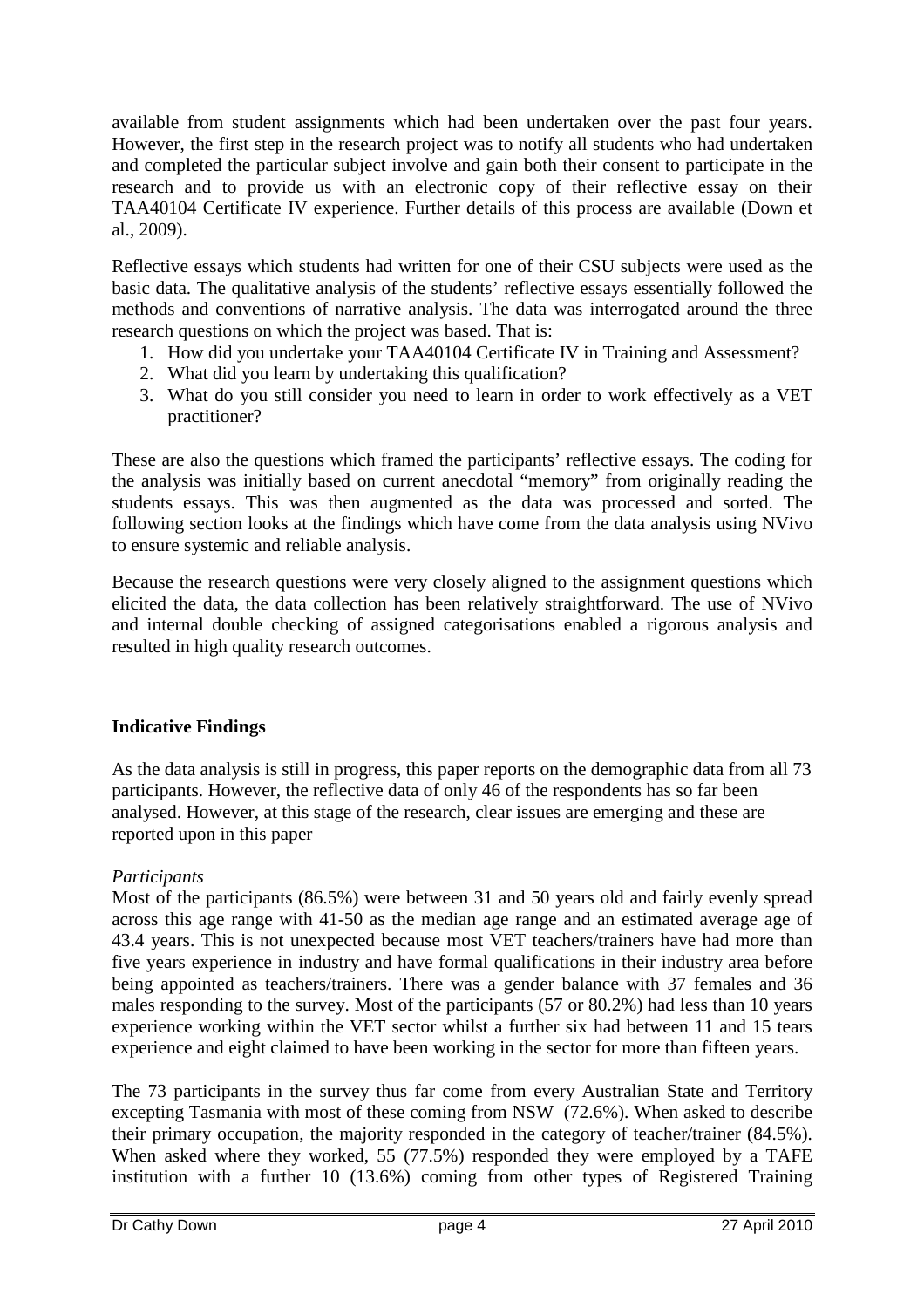available from student assignments which had been undertaken over the past four years. However, the first step in the research project was to notify all students who had undertaken and completed the particular subject involve and gain both their consent to participate in the research and to provide us with an electronic copy of their reflective essay on their TAA40104 Certificate IV experience. Further details of this process are available (Down et al., 2009).

Reflective essays which students had written for one of their CSU subjects were used as the basic data. The qualitative analysis of the students' reflective essays essentially followed the methods and conventions of narrative analysis. The data was interrogated around the three research questions on which the project was based. That is:

1. How did you undertake your TAA40104 Certificate IV in Training and Assessment?
2. What did you learn by undertaking this qualification?
3. What do you still consider you need to learn in order to work effectively as a VET practitioner?

These are also the questions which framed the participants' reflective essays. The coding for the analysis was initially based on current anecdotal "memory" from originally reading the students essays. This was then augmented as the data was processed and sorted. The following section looks at the findings which have come from the data analysis using NVivo to ensure systemic and reliable analysis.

Because the research questions were very closely aligned to the assignment questions which elicited the data, the data collection has been relatively straightforward. The use of NVivo and internal double checking of assigned categorisations enabled a rigorous analysis and resulted in high quality research outcomes.

## Indicative Findings

As the data analysis is still in progress, this paper reports on the demographic data from all 73 participants. However, the reflective data of only 46 of the respondents has so far been analysed. However, at this stage of the research, clear issues are emerging and these are reported upon in this paper

*Participants*

Most of the participants (86.5%) were between 31 and 50 years old and fairly evenly spread across this age range with 41-50 as the median age range and an estimated average age of 43.4 years. This is not unexpected because most VET teachers/trainers have had more than five years experience in industry and have formal qualifications in their industry area before being appointed as teachers/trainers. There was a gender balance with 37 females and 36 males responding to the survey. Most of the participants (57 or 80.2%) had less than 10 years experience working within the VET sector whilst a further six had between 11 and 15 tears experience and eight claimed to have been working in the sector for more than fifteen years.

The 73 participants in the survey thus far come from every Australian State and Territory excepting Tasmania with most of these coming from NSW (72.6%). When asked to describe their primary occupation, the majority responded in the category of teacher/trainer (84.5%). When asked where they worked, 55 (77.5%) responded they were employed by a TAFE institution with a further 10 (13.6%) coming from other types of Registered Training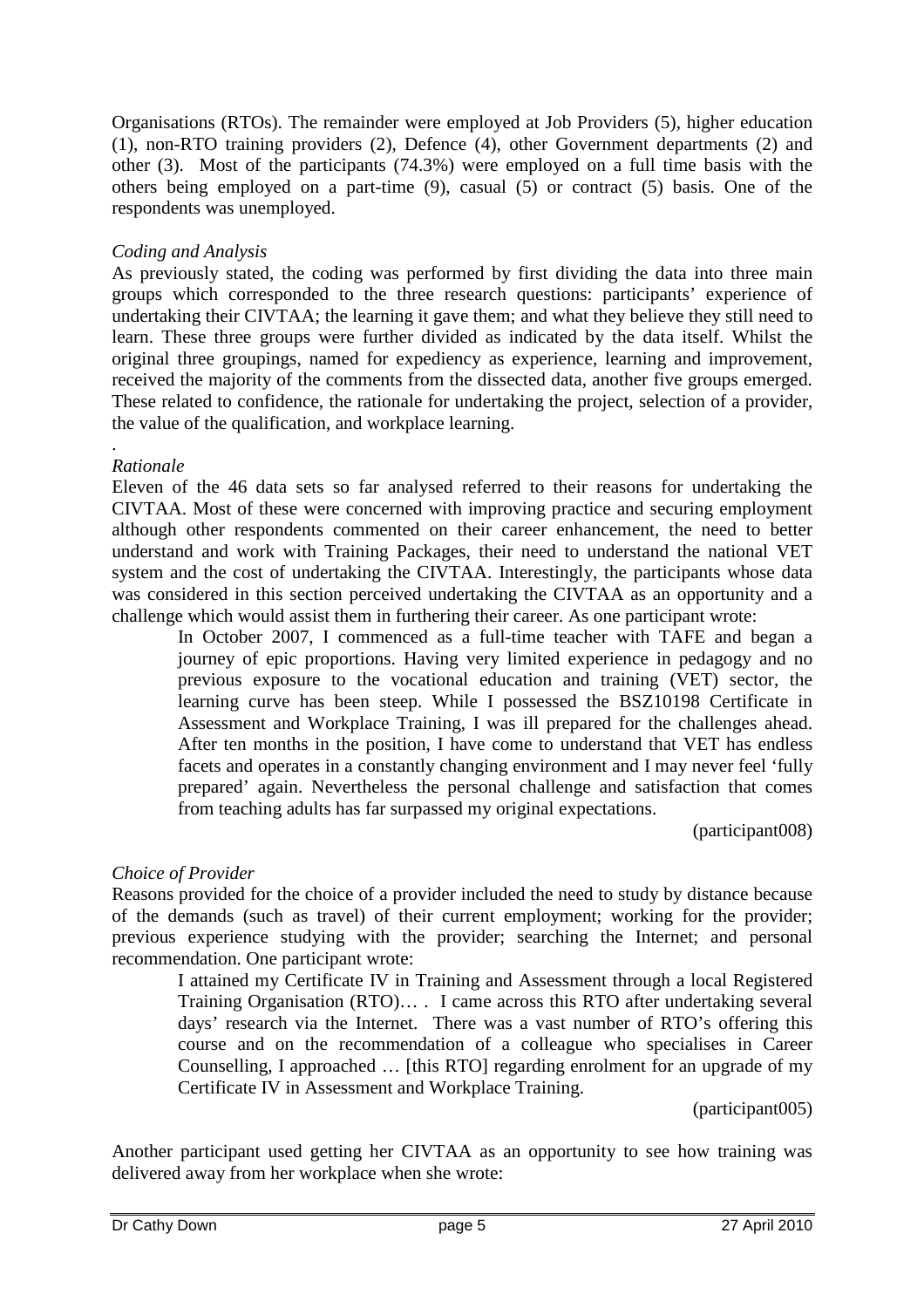Organisations (RTOs). The remainder were employed at Job Providers (5), higher education (1), non-RTO training providers (2), Defence (4), other Government departments (2) and other (3). Most of the participants (74.3%) were employed on a full time basis with the others being employed on a part-time (9), casual (5) or contract (5) basis. One of the respondents was unemployed.

*Coding and Analysis*

As previously stated, the coding was performed by first dividing the data into three main groups which corresponded to the three research questions: participants' experience of undertaking their CIVTAA; the learning it gave them; and what they believe they still need to learn. These three groups were further divided as indicated by the data itself. Whilst the original three groupings, named for expediency as experience, learning and improvement, received the majority of the comments from the dissected data, another five groups emerged. These related to confidence, the rationale for undertaking the project, selection of a provider, the value of the qualification, and workplace learning.

.

*Rationale*

Eleven of the 46 data sets so far analysed referred to their reasons for undertaking the CIVTAA. Most of these were concerned with improving practice and securing employment although other respondents commented on their career enhancement, the need to better understand and work with Training Packages, their need to understand the national VET system and the cost of undertaking the CIVTAA. Interestingly, the participants whose data was considered in this section perceived undertaking the CIVTAA as an opportunity and a challenge which would assist them in furthering their career. As one participant wrote:

> In October 2007, I commenced as a full-time teacher with TAFE and began a journey of epic proportions. Having very limited experience in pedagogy and no previous exposure to the vocational education and training (VET) sector, the learning curve has been steep. While I possessed the BSZ10198 Certificate in Assessment and Workplace Training, I was ill prepared for the challenges ahead. After ten months in the position, I have come to understand that VET has endless facets and operates in a constantly changing environment and I may never feel 'fully prepared' again. Nevertheless the personal challenge and satisfaction that comes from teaching adults has far surpassed my original expectations.
>
> (participant008)

*Choice of Provider*

Reasons provided for the choice of a provider included the need to study by distance because of the demands (such as travel) of their current employment; working for the provider; previous experience studying with the provider; searching the Internet; and personal recommendation. One participant wrote:

> I attained my Certificate IV in Training and Assessment through a local Registered Training Organisation (RTO)… . I came across this RTO after undertaking several days' research via the Internet. There was a vast number of RTO's offering this course and on the recommendation of a colleague who specialises in Career Counselling, I approached … [this RTO] regarding enrolment for an upgrade of my Certificate IV in Assessment and Workplace Training.
>
> (participant005)

Another participant used getting her CIVTAA as an opportunity to see how training was delivered away from her workplace when she wrote: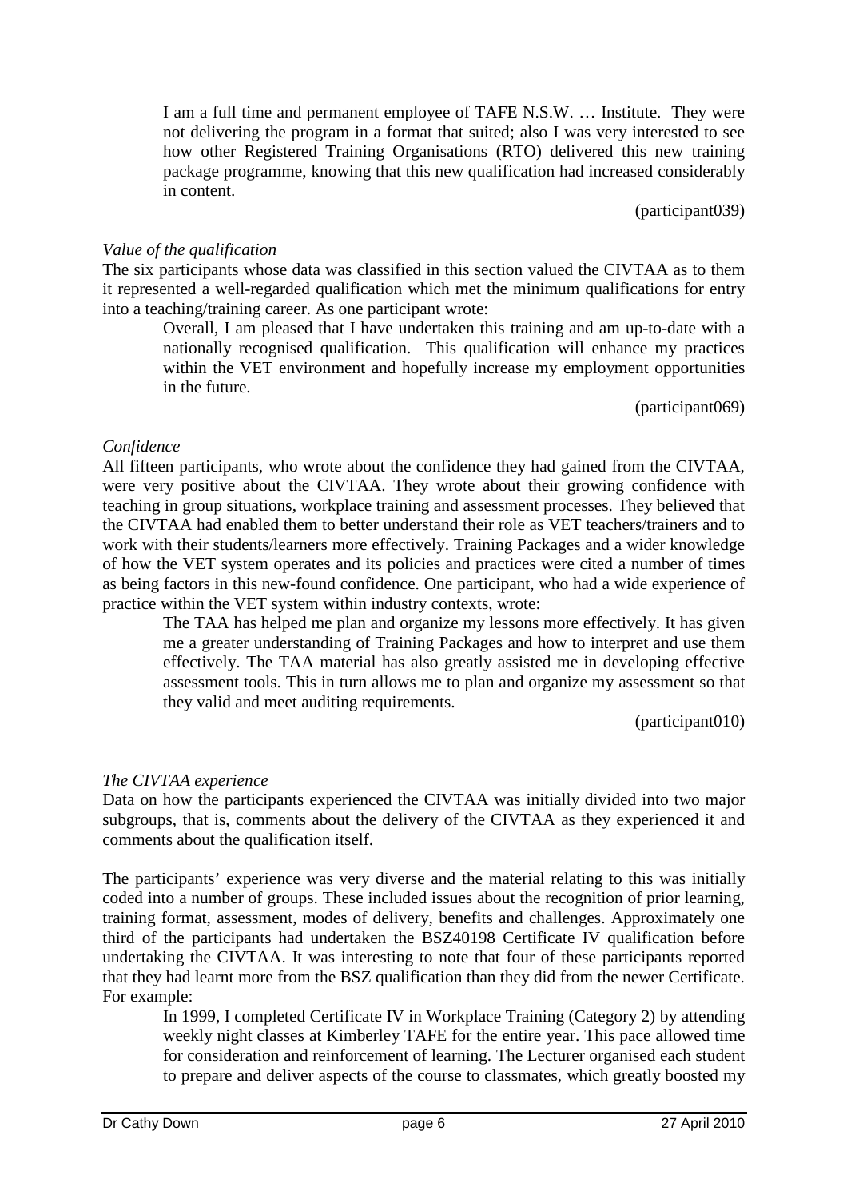> I am a full time and permanent employee of TAFE N.S.W. … Institute. They were not delivering the program in a format that suited; also I was very interested to see how other Registered Training Organisations (RTO) delivered this new training package programme, knowing that this new qualification had increased considerably in content.
>
> (participant039)

*Value of the qualification*

The six participants whose data was classified in this section valued the CIVTAA as to them it represented a well-regarded qualification which met the minimum qualifications for entry into a teaching/training career. As one participant wrote:

> Overall, I am pleased that I have undertaken this training and am up-to-date with a nationally recognised qualification. This qualification will enhance my practices within the VET environment and hopefully increase my employment opportunities in the future.
>
> (participant069)

*Confidence*

All fifteen participants, who wrote about the confidence they had gained from the CIVTAA, were very positive about the CIVTAA. They wrote about their growing confidence with teaching in group situations, workplace training and assessment processes. They believed that the CIVTAA had enabled them to better understand their role as VET teachers/trainers and to work with their students/learners more effectively. Training Packages and a wider knowledge of how the VET system operates and its policies and practices were cited a number of times as being factors in this new-found confidence. One participant, who had a wide experience of practice within the VET system within industry contexts, wrote:

> The TAA has helped me plan and organize my lessons more effectively. It has given me a greater understanding of Training Packages and how to interpret and use them effectively. The TAA material has also greatly assisted me in developing effective assessment tools. This in turn allows me to plan and organize my assessment so that they valid and meet auditing requirements.
>
> (participant010)

*The CIVTAA experience*

Data on how the participants experienced the CIVTAA was initially divided into two major subgroups, that is, comments about the delivery of the CIVTAA as they experienced it and comments about the qualification itself.

The participants' experience was very diverse and the material relating to this was initially coded into a number of groups. These included issues about the recognition of prior learning, training format, assessment, modes of delivery, benefits and challenges. Approximately one third of the participants had undertaken the BSZ40198 Certificate IV qualification before undertaking the CIVTAA. It was interesting to note that four of these participants reported that they had learnt more from the BSZ qualification than they did from the newer Certificate. For example:

> In 1999, I completed Certificate IV in Workplace Training (Category 2) by attending weekly night classes at Kimberley TAFE for the entire year. This pace allowed time for consideration and reinforcement of learning. The Lecturer organised each student to prepare and deliver aspects of the course to classmates, which greatly boosted my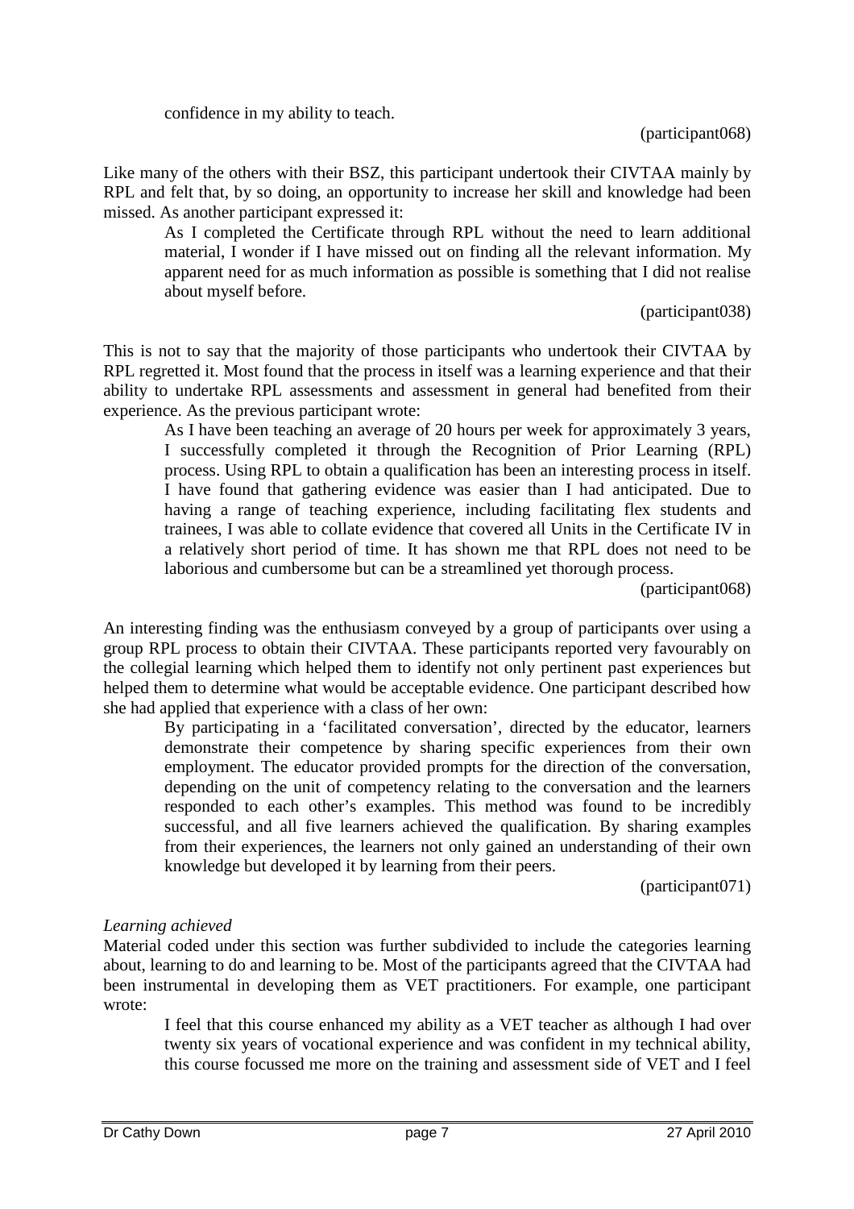> confidence in my ability to teach.
>
> (participant068)

Like many of the others with their BSZ, this participant undertook their CIVTAA mainly by RPL and felt that, by so doing, an opportunity to increase her skill and knowledge had been missed. As another participant expressed it:

> As I completed the Certificate through RPL without the need to learn additional material, I wonder if I have missed out on finding all the relevant information. My apparent need for as much information as possible is something that I did not realise about myself before.
>
> (participant038)

This is not to say that the majority of those participants who undertook their CIVTAA by RPL regretted it. Most found that the process in itself was a learning experience and that their ability to undertake RPL assessments and assessment in general had benefited from their experience. As the previous participant wrote:

> As I have been teaching an average of 20 hours per week for approximately 3 years, I successfully completed it through the Recognition of Prior Learning (RPL) process. Using RPL to obtain a qualification has been an interesting process in itself. I have found that gathering evidence was easier than I had anticipated. Due to having a range of teaching experience, including facilitating flex students and trainees, I was able to collate evidence that covered all Units in the Certificate IV in a relatively short period of time. It has shown me that RPL does not need to be laborious and cumbersome but can be a streamlined yet thorough process.
>
> (participant068)

An interesting finding was the enthusiasm conveyed by a group of participants over using a group RPL process to obtain their CIVTAA. These participants reported very favourably on the collegial learning which helped them to identify not only pertinent past experiences but helped them to determine what would be acceptable evidence. One participant described how she had applied that experience with a class of her own:

> By participating in a 'facilitated conversation', directed by the educator, learners demonstrate their competence by sharing specific experiences from their own employment. The educator provided prompts for the direction of the conversation, depending on the unit of competency relating to the conversation and the learners responded to each other's examples. This method was found to be incredibly successful, and all five learners achieved the qualification. By sharing examples from their experiences, the learners not only gained an understanding of their own knowledge but developed it by learning from their peers.
>
> (participant071)

*Learning achieved*

Material coded under this section was further subdivided to include the categories learning about, learning to do and learning to be. Most of the participants agreed that the CIVTAA had been instrumental in developing them as VET practitioners. For example, one participant wrote:

> I feel that this course enhanced my ability as a VET teacher as although I had over twenty six years of vocational experience and was confident in my technical ability, this course focussed me more on the training and assessment side of VET and I feel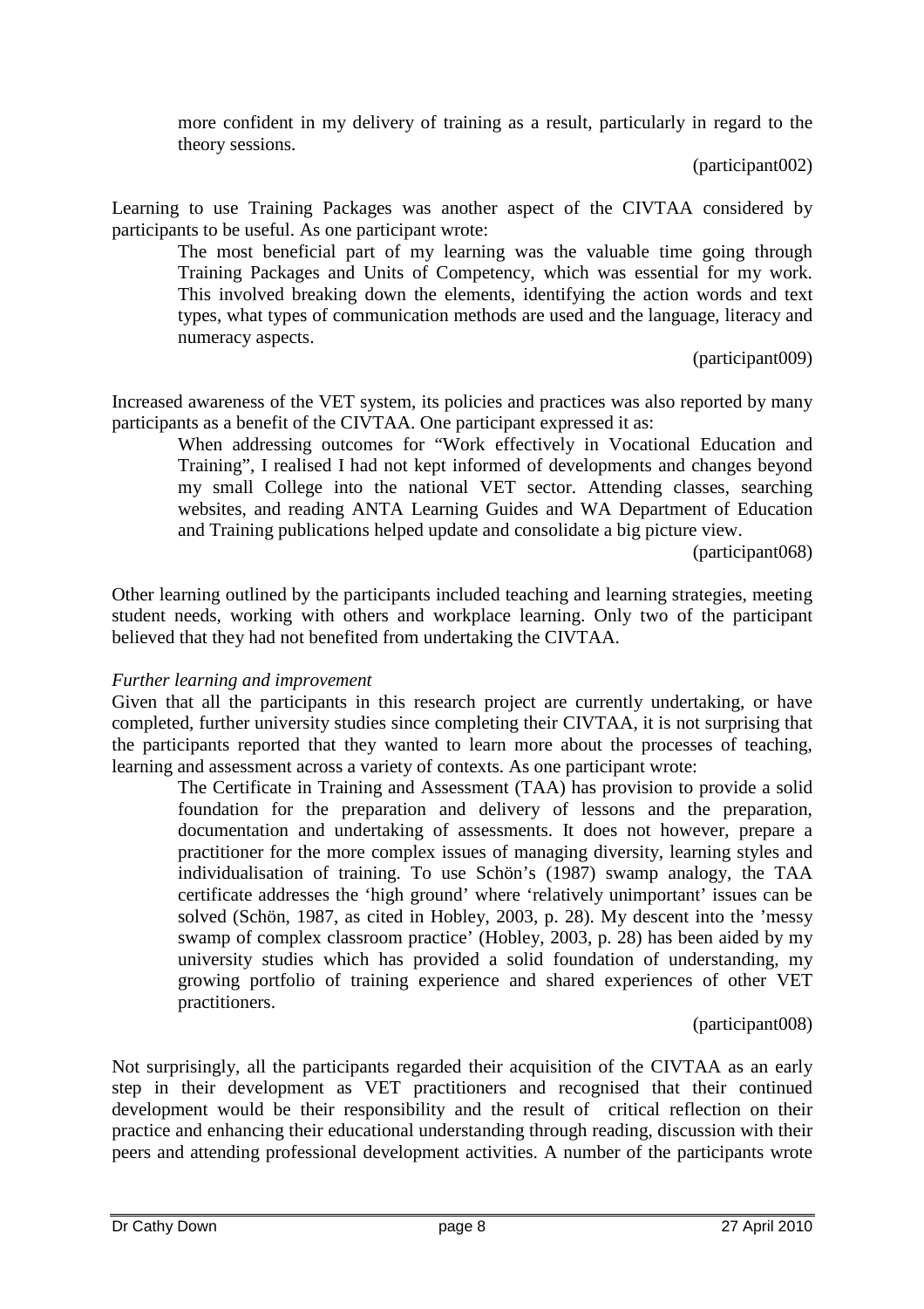> more confident in my delivery of training as a result, particularly in regard to the theory sessions.
>
> (participant002)

Learning to use Training Packages was another aspect of the CIVTAA considered by participants to be useful. As one participant wrote:

> The most beneficial part of my learning was the valuable time going through Training Packages and Units of Competency, which was essential for my work. This involved breaking down the elements, identifying the action words and text types, what types of communication methods are used and the language, literacy and numeracy aspects.
>
> (participant009)

Increased awareness of the VET system, its policies and practices was also reported by many participants as a benefit of the CIVTAA. One participant expressed it as:

> When addressing outcomes for "Work effectively in Vocational Education and Training", I realised I had not kept informed of developments and changes beyond my small College into the national VET sector. Attending classes, searching websites, and reading ANTA Learning Guides and WA Department of Education and Training publications helped update and consolidate a big picture view.
>
> (participant068)

Other learning outlined by the participants included teaching and learning strategies, meeting student needs, working with others and workplace learning. Only two of the participant believed that they had not benefited from undertaking the CIVTAA.

*Further learning and improvement*

Given that all the participants in this research project are currently undertaking, or have completed, further university studies since completing their CIVTAA, it is not surprising that the participants reported that they wanted to learn more about the processes of teaching, learning and assessment across a variety of contexts. As one participant wrote:

> The Certificate in Training and Assessment (TAA) has provision to provide a solid foundation for the preparation and delivery of lessons and the preparation, documentation and undertaking of assessments. It does not however, prepare a practitioner for the more complex issues of managing diversity, learning styles and individualisation of training. To use Schön's (1987) swamp analogy, the TAA certificate addresses the 'high ground' where 'relatively unimportant' issues can be solved (Schön, 1987, as cited in Hobley, 2003, p. 28). My descent into the 'messy swamp of complex classroom practice' (Hobley, 2003, p. 28) has been aided by my university studies which has provided a solid foundation of understanding, my growing portfolio of training experience and shared experiences of other VET practitioners.
>
> (participant008)

Not surprisingly, all the participants regarded their acquisition of the CIVTAA as an early step in their development as VET practitioners and recognised that their continued development would be their responsibility and the result of critical reflection on their practice and enhancing their educational understanding through reading, discussion with their peers and attending professional development activities. A number of the participants wrote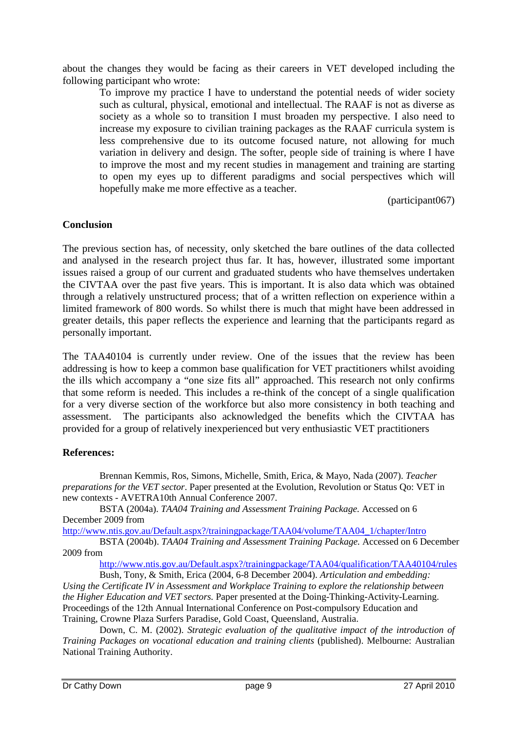about the changes they would be facing as their careers in VET developed including the following participant who wrote:

> To improve my practice I have to understand the potential needs of wider society such as cultural, physical, emotional and intellectual. The RAAF is not as diverse as society as a whole so to transition I must broaden my perspective. I also need to increase my exposure to civilian training packages as the RAAF curricula system is less comprehensive due to its outcome focused nature, not allowing for much variation in delivery and design. The softer, people side of training is where I have to improve the most and my recent studies in management and training are starting to open my eyes up to different paradigms and social perspectives which will hopefully make me more effective as a teacher.
>
> (participant067)

**Conclusion**

The previous section has, of necessity, only sketched the bare outlines of the data collected and analysed in the research project thus far. It has, however, illustrated some important issues raised a group of our current and graduated students who have themselves undertaken the CIVTAA over the past five years. This is important. It is also data which was obtained through a relatively unstructured process; that of a written reflection on experience within a limited framework of 800 words. So whilst there is much that might have been addressed in greater details, this paper reflects the experience and learning that the participants regard as personally important.

The TAA40104 is currently under review. One of the issues that the review has been addressing is how to keep a common base qualification for VET practitioners whilst avoiding the ills which accompany a "one size fits all" approached. This research not only confirms that some reform is needed. This includes a re-think of the concept of a single qualification for a very diverse section of the workforce but also more consistency in both teaching and assessment. The participants also acknowledged the benefits which the CIVTAA has provided for a group of relatively inexperienced but very enthusiastic VET practitioners

**References:**

Brennan Kemmis, Ros, Simons, Michelle, Smith, Erica, & Mayo, Nada (2007). *Teacher preparations for the VET sector.* Paper presented at the Evolution, Revolution or Status Qo: VET in new contexts - AVETRA10th Annual Conference 2007.

BSTA (2004a). *TAA04 Training and Assessment Training Package.* Accessed on 6 December 2009 from http://www.ntis.gov.au/Default.aspx?/trainingpackage/TAA04/volume/TAA04_1/chapter/Intro

BSTA (2004b). *TAA04 Training and Assessment Training Package.* Accessed on 6 December 2009 from http://www.ntis.gov.au/Default.aspx?/trainingpackage/TAA04/qualification/TAA40104/rules

Bush, Tony, & Smith, Erica (2004, 6-8 December 2004). *Articulation and embedding: Using the Certificate IV in Assessment and Workplace Training to explore the relationship between the Higher Education and VET sectors.* Paper presented at the Doing-Thinking-Activity-Learning. Proceedings of the 12th Annual International Conference on Post-compulsory Education and Training, Crowne Plaza Surfers Paradise, Gold Coast, Queensland, Australia.

Down, C. M. (2002). *Strategic evaluation of the qualitative impact of the introduction of Training Packages on vocational education and training clients* (published). Melbourne: Australian National Training Authority.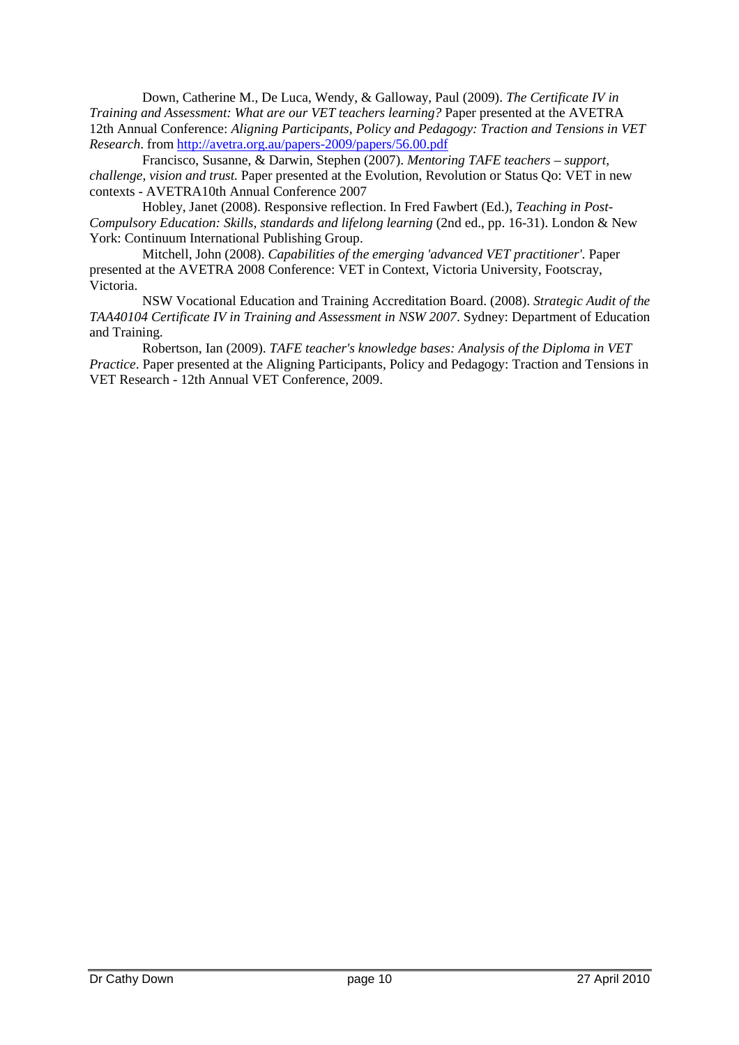Down, Catherine M., De Luca, Wendy, & Galloway, Paul (2009). *The Certificate IV in Training and Assessment: What are our VET teachers learning?* Paper presented at the AVETRA 12th Annual Conference: *Aligning Participants, Policy and Pedagogy: Traction and Tensions in VET Research*. from http://avetra.org.au/papers-2009/papers/56.00.pdf

Francisco, Susanne, & Darwin, Stephen (2007). *Mentoring TAFE teachers – support, challenge, vision and trust.* Paper presented at the Evolution, Revolution or Status Qo: VET in new contexts - AVETRA10th Annual Conference 2007

Hobley, Janet (2008). Responsive reflection. In Fred Fawbert (Ed.), *Teaching in Post-Compulsory Education: Skills, standards and lifelong learning* (2nd ed., pp. 16-31). London & New York: Continuum International Publishing Group.

Mitchell, John (2008). *Capabilities of the emerging 'advanced VET practitioner'.* Paper presented at the AVETRA 2008 Conference: VET in Context, Victoria University, Footscray, Victoria.

NSW Vocational Education and Training Accreditation Board. (2008). *Strategic Audit of the TAA40104 Certificate IV in Training and Assessment in NSW 2007*. Sydney: Department of Education and Training.

Robertson, Ian (2009). *TAFE teacher's knowledge bases: Analysis of the Diploma in VET Practice*. Paper presented at the Aligning Participants, Policy and Pedagogy: Traction and Tensions in VET Research - 12th Annual VET Conference, 2009.